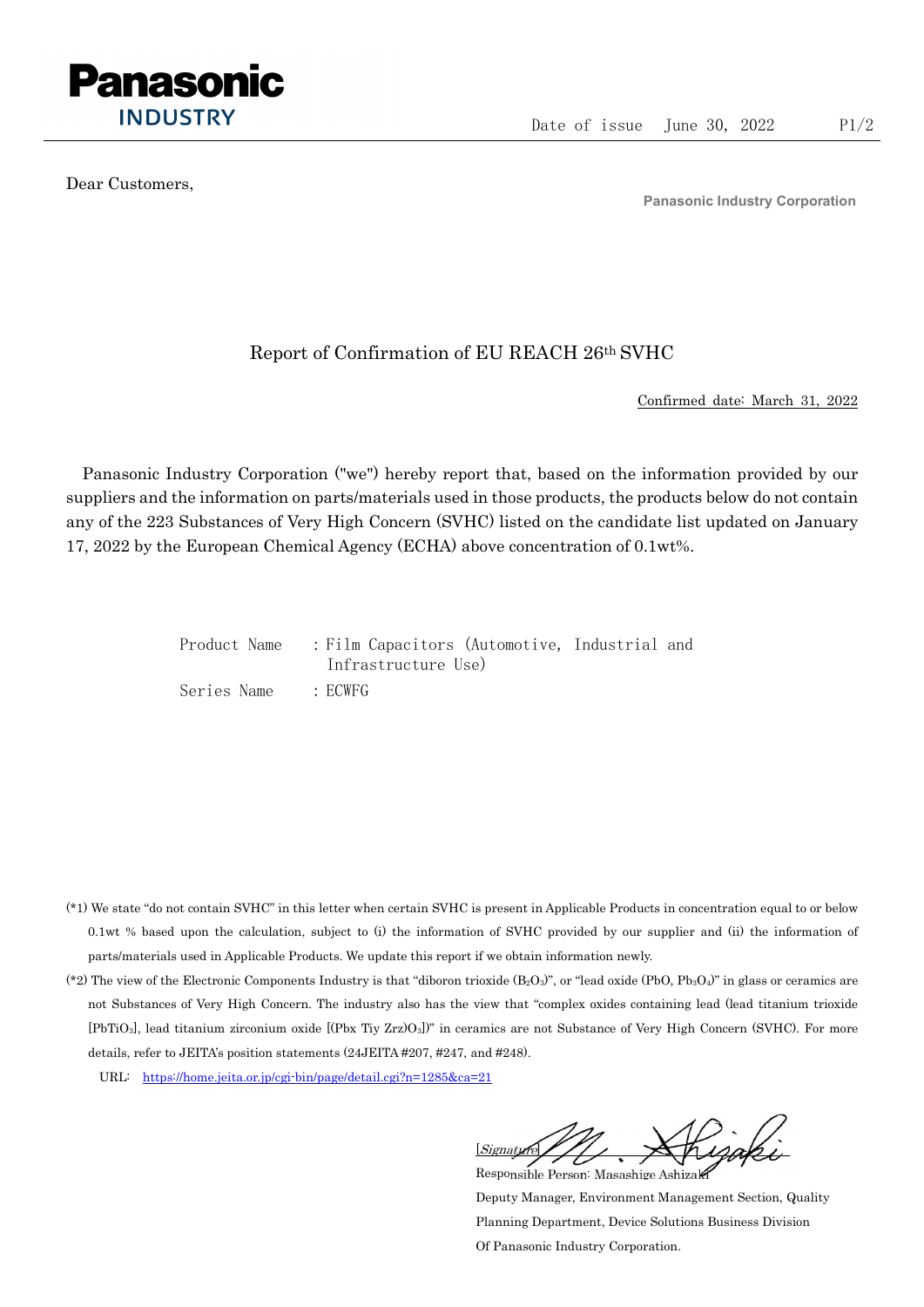Panasonic
INDUSTRY

Date of issue June 30, 2022

Dear Customers,

**Panasonic Industry Corporation**

# Report of Confirmation of EU REACH 26th SVHC

Confirmed date: March 31, 2022

Panasonic Industry Corporation ("we") hereby report that, based on the information provided by our suppliers and the information on parts/materials used in those products, the products below do not contain any of the 223 Substances of Very High Concern (SVHC) listed on the candidate list updated on January 17, 2022 by the European Chemical Agency (ECHA) above concentration of 0.1wt%.

Product Name : Film Capacitors (Automotive, Industrial and Infrastructure Use)

Series Name : ECWFG

(*1) We state "do not contain SVHC" in this letter when certain SVHC is present in Applicable Products in concentration equal to or below 0.1wt % based upon the calculation, subject to (i) the information of SVHC provided by our supplier and (ii) the information of parts/materials used in Applicable Products. We update this report if we obtain information newly.

(*2) The view of the Electronic Components Industry is that "diboron trioxide ($B_2O_3$)", or "lead oxide (PbO, $Pb_3O_4$)" in glass or ceramics are not Substances of Very High Concern. The industry also has the view that "complex oxides containing lead (lead titanium trioxide [$PbTiO_3$], lead titanium zirconium oxide [(Pbx Tiy Zrz)$O_3$])" in ceramics are not Substance of Very High Concern (SVHC). For more details, refer to JEITA's position statements (24JEITA #207, #247, and #248).

URL: https://home.jeita.or.jp/cgi-bin/page/detail.cgi?n=1285&ca=21

[Signature]

Responsible Person: Masashige Ashizaki

Deputy Manager, Environment Management Section, Quality Planning Department, Device Solutions Business Division Of Panasonic Industry Corporation.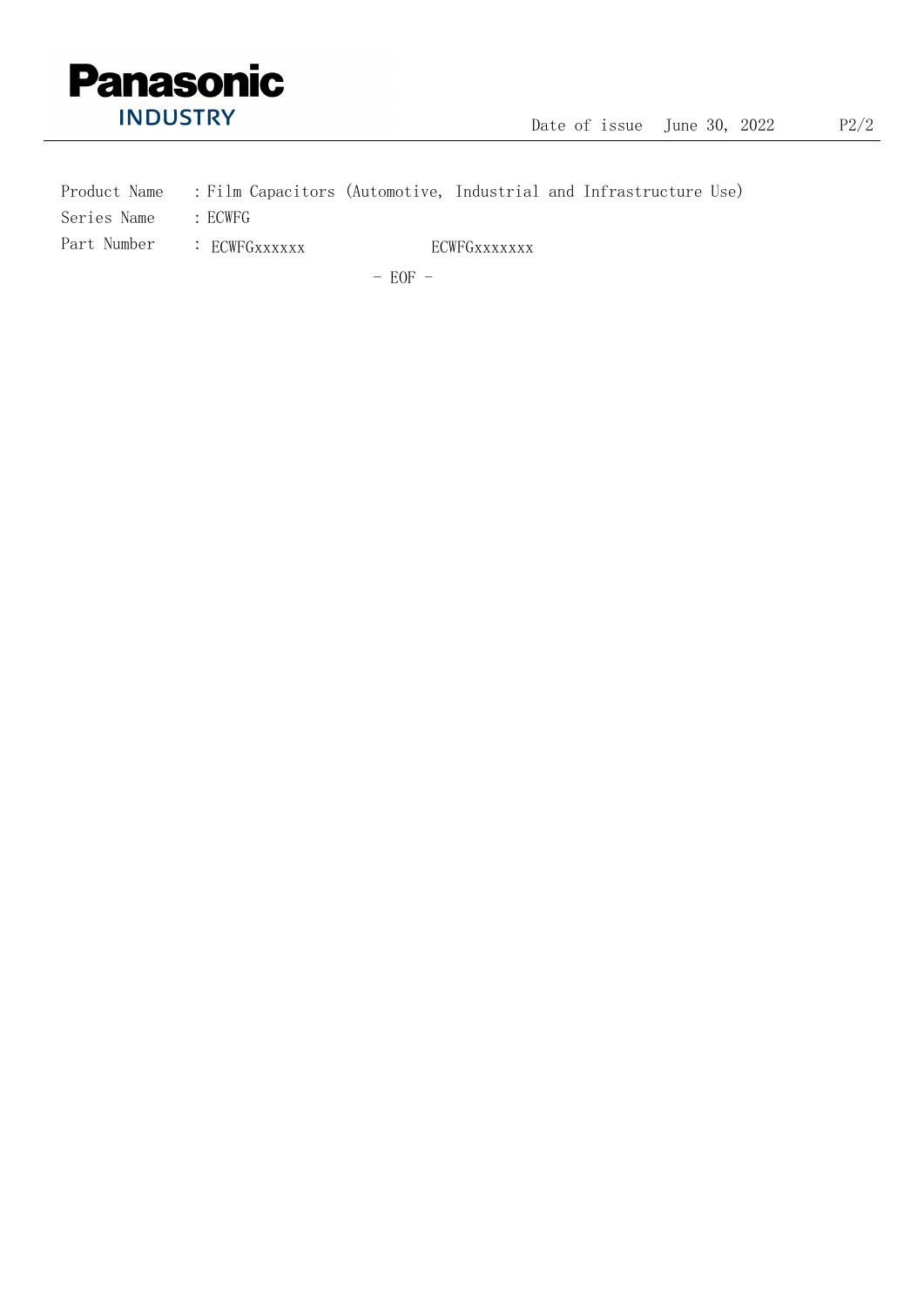Product Name : Film Capacitors (Automotive, Industrial and Infrastructure Use)

Series Name : ECWFG

Part Number : ECWFGxxxxxx ECWFGxxxxxxx

- EOF -